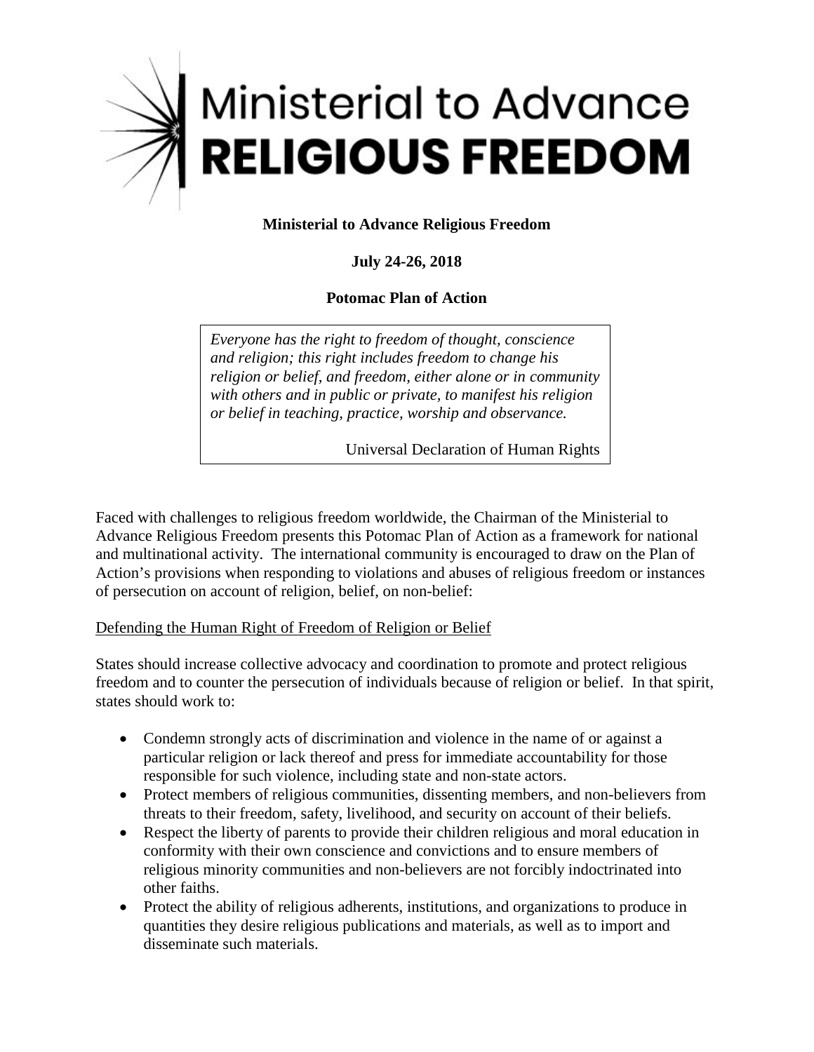# Ministerial to Advance RELIGIOUS FREEDOM

**Ministerial to Advance Religious Freedom**

**July 24-26, 2018**

**Potomac Plan of Action**

> *Everyone has the right to freedom of thought, conscience and religion; this right includes freedom to change his religion or belief, and freedom, either alone or in community with others and in public or private, to manifest his religion or belief in teaching, practice, worship and observance.*
>
> Universal Declaration of Human Rights

Faced with challenges to religious freedom worldwide, the Chairman of the Ministerial to Advance Religious Freedom presents this Potomac Plan of Action as a framework for national and multinational activity. The international community is encouraged to draw on the Plan of Action's provisions when responding to violations and abuses of religious freedom or instances of persecution on account of religion, belief, on non-belief:

Defending the Human Right of Freedom of Religion or Belief

States should increase collective advocacy and coordination to promote and protect religious freedom and to counter the persecution of individuals because of religion or belief. In that spirit, states should work to:

- Condemn strongly acts of discrimination and violence in the name of or against a particular religion or lack thereof and press for immediate accountability for those responsible for such violence, including state and non-state actors.
- Protect members of religious communities, dissenting members, and non-believers from threats to their freedom, safety, livelihood, and security on account of their beliefs.
- Respect the liberty of parents to provide their children religious and moral education in conformity with their own conscience and convictions and to ensure members of religious minority communities and non-believers are not forcibly indoctrinated into other faiths.
- Protect the ability of religious adherents, institutions, and organizations to produce in quantities they desire religious publications and materials, as well as to import and disseminate such materials.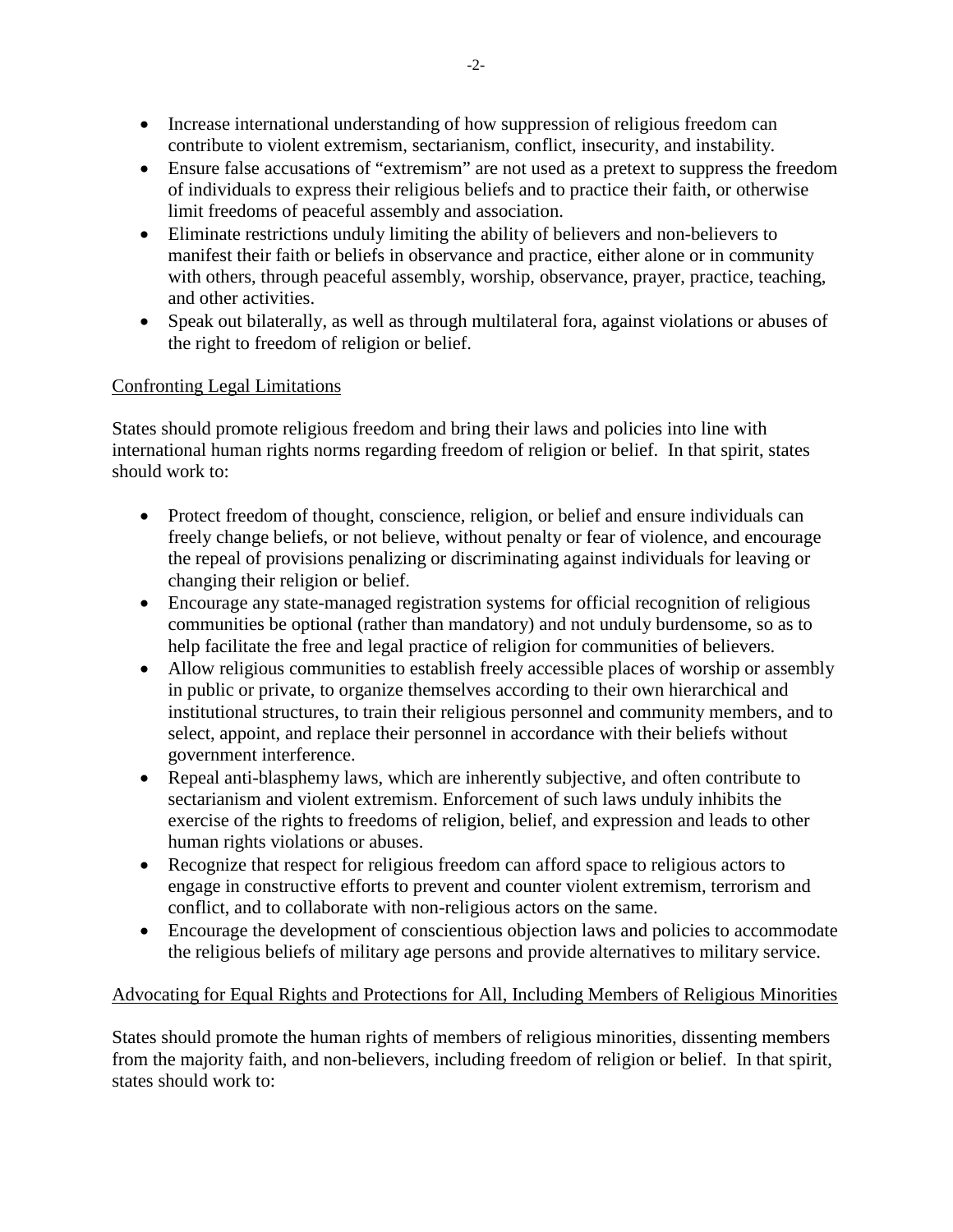- Increase international understanding of how suppression of religious freedom can contribute to violent extremism, sectarianism, conflict, insecurity, and instability.
- Ensure false accusations of "extremism" are not used as a pretext to suppress the freedom of individuals to express their religious beliefs and to practice their faith, or otherwise limit freedoms of peaceful assembly and association.
- Eliminate restrictions unduly limiting the ability of believers and non-believers to manifest their faith or beliefs in observance and practice, either alone or in community with others, through peaceful assembly, worship, observance, prayer, practice, teaching, and other activities.
- Speak out bilaterally, as well as through multilateral fora, against violations or abuses of the right to freedom of religion or belief.

<u>Confronting Legal Limitations</u>

States should promote religious freedom and bring their laws and policies into line with international human rights norms regarding freedom of religion or belief. In that spirit, states should work to:

- Protect freedom of thought, conscience, religion, or belief and ensure individuals can freely change beliefs, or not believe, without penalty or fear of violence, and encourage the repeal of provisions penalizing or discriminating against individuals for leaving or changing their religion or belief.
- Encourage any state-managed registration systems for official recognition of religious communities be optional (rather than mandatory) and not unduly burdensome, so as to help facilitate the free and legal practice of religion for communities of believers.
- Allow religious communities to establish freely accessible places of worship or assembly in public or private, to organize themselves according to their own hierarchical and institutional structures, to train their religious personnel and community members, and to select, appoint, and replace their personnel in accordance with their beliefs without government interference.
- Repeal anti-blasphemy laws, which are inherently subjective, and often contribute to sectarianism and violent extremism. Enforcement of such laws unduly inhibits the exercise of the rights to freedoms of religion, belief, and expression and leads to other human rights violations or abuses.
- Recognize that respect for religious freedom can afford space to religious actors to engage in constructive efforts to prevent and counter violent extremism, terrorism and conflict, and to collaborate with non-religious actors on the same.
- Encourage the development of conscientious objection laws and policies to accommodate the religious beliefs of military age persons and provide alternatives to military service.

<u>Advocating for Equal Rights and Protections for All, Including Members of Religious Minorities</u>

States should promote the human rights of members of religious minorities, dissenting members from the majority faith, and non-believers, including freedom of religion or belief. In that spirit, states should work to: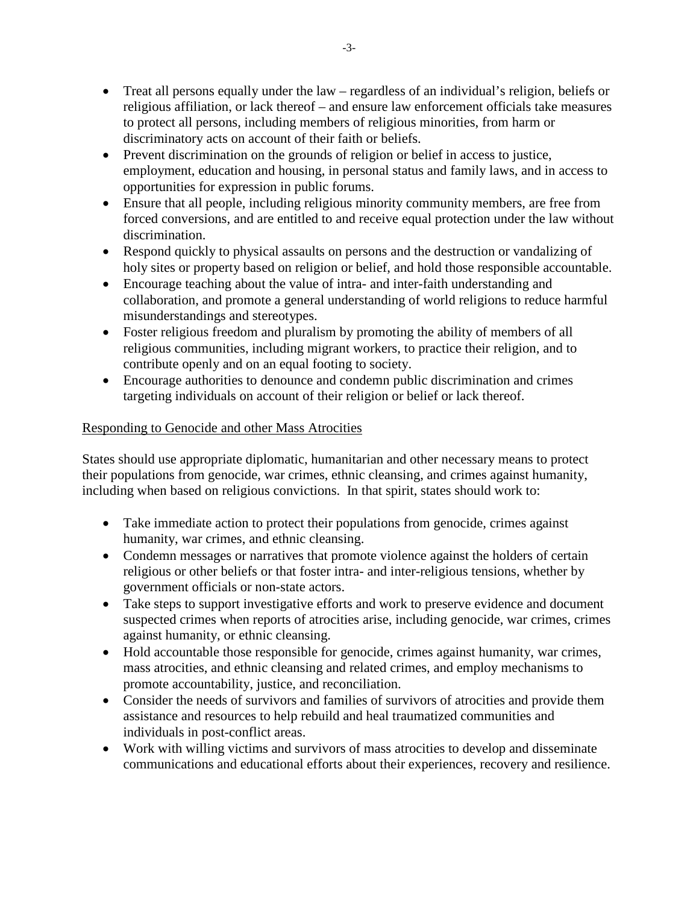- Treat all persons equally under the law – regardless of an individual's religion, beliefs or religious affiliation, or lack thereof – and ensure law enforcement officials take measures to protect all persons, including members of religious minorities, from harm or discriminatory acts on account of their faith or beliefs.
- Prevent discrimination on the grounds of religion or belief in access to justice, employment, education and housing, in personal status and family laws, and in access to opportunities for expression in public forums.
- Ensure that all people, including religious minority community members, are free from forced conversions, and are entitled to and receive equal protection under the law without discrimination.
- Respond quickly to physical assaults on persons and the destruction or vandalizing of holy sites or property based on religion or belief, and hold those responsible accountable.
- Encourage teaching about the value of intra- and inter-faith understanding and collaboration, and promote a general understanding of world religions to reduce harmful misunderstandings and stereotypes.
- Foster religious freedom and pluralism by promoting the ability of members of all religious communities, including migrant workers, to practice their religion, and to contribute openly and on an equal footing to society.
- Encourage authorities to denounce and condemn public discrimination and crimes targeting individuals on account of their religion or belief or lack thereof.

## Responding to Genocide and other Mass Atrocities

States should use appropriate diplomatic, humanitarian and other necessary means to protect their populations from genocide, war crimes, ethnic cleansing, and crimes against humanity, including when based on religious convictions. In that spirit, states should work to:

- Take immediate action to protect their populations from genocide, crimes against humanity, war crimes, and ethnic cleansing.
- Condemn messages or narratives that promote violence against the holders of certain religious or other beliefs or that foster intra- and inter-religious tensions, whether by government officials or non-state actors.
- Take steps to support investigative efforts and work to preserve evidence and document suspected crimes when reports of atrocities arise, including genocide, war crimes, crimes against humanity, or ethnic cleansing.
- Hold accountable those responsible for genocide, crimes against humanity, war crimes, mass atrocities, and ethnic cleansing and related crimes, and employ mechanisms to promote accountability, justice, and reconciliation.
- Consider the needs of survivors and families of survivors of atrocities and provide them assistance and resources to help rebuild and heal traumatized communities and individuals in post-conflict areas.
- Work with willing victims and survivors of mass atrocities to develop and disseminate communications and educational efforts about their experiences, recovery and resilience.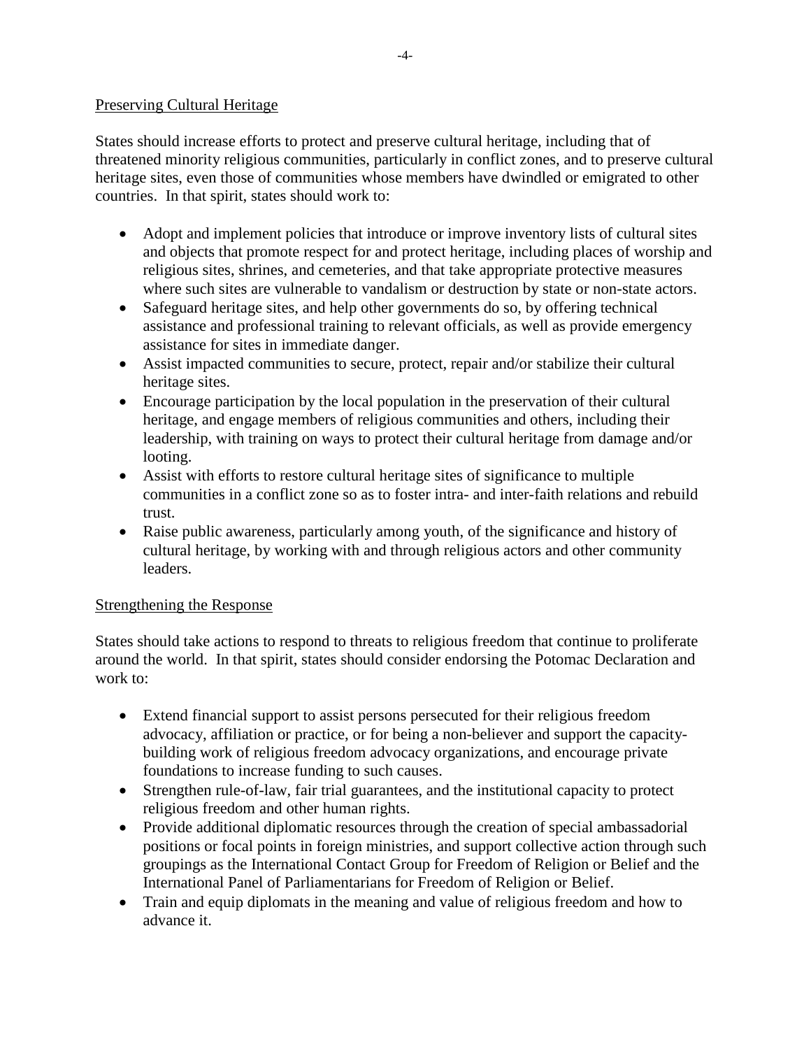## Preserving Cultural Heritage

States should increase efforts to protect and preserve cultural heritage, including that of threatened minority religious communities, particularly in conflict zones, and to preserve cultural heritage sites, even those of communities whose members have dwindled or emigrated to other countries. In that spirit, states should work to:

- Adopt and implement policies that introduce or improve inventory lists of cultural sites and objects that promote respect for and protect heritage, including places of worship and religious sites, shrines, and cemeteries, and that take appropriate protective measures where such sites are vulnerable to vandalism or destruction by state or non-state actors.
- Safeguard heritage sites, and help other governments do so, by offering technical assistance and professional training to relevant officials, as well as provide emergency assistance for sites in immediate danger.
- Assist impacted communities to secure, protect, repair and/or stabilize their cultural heritage sites.
- Encourage participation by the local population in the preservation of their cultural heritage, and engage members of religious communities and others, including their leadership, with training on ways to protect their cultural heritage from damage and/or looting.
- Assist with efforts to restore cultural heritage sites of significance to multiple communities in a conflict zone so as to foster intra- and inter-faith relations and rebuild trust.
- Raise public awareness, particularly among youth, of the significance and history of cultural heritage, by working with and through religious actors and other community leaders.

## Strengthening the Response

States should take actions to respond to threats to religious freedom that continue to proliferate around the world. In that spirit, states should consider endorsing the Potomac Declaration and work to:

- Extend financial support to assist persons persecuted for their religious freedom advocacy, affiliation or practice, or for being a non-believer and support the capacity-building work of religious freedom advocacy organizations, and encourage private foundations to increase funding to such causes.
- Strengthen rule-of-law, fair trial guarantees, and the institutional capacity to protect religious freedom and other human rights.
- Provide additional diplomatic resources through the creation of special ambassadorial positions or focal points in foreign ministries, and support collective action through such groupings as the International Contact Group for Freedom of Religion or Belief and the International Panel of Parliamentarians for Freedom of Religion or Belief.
- Train and equip diplomats in the meaning and value of religious freedom and how to advance it.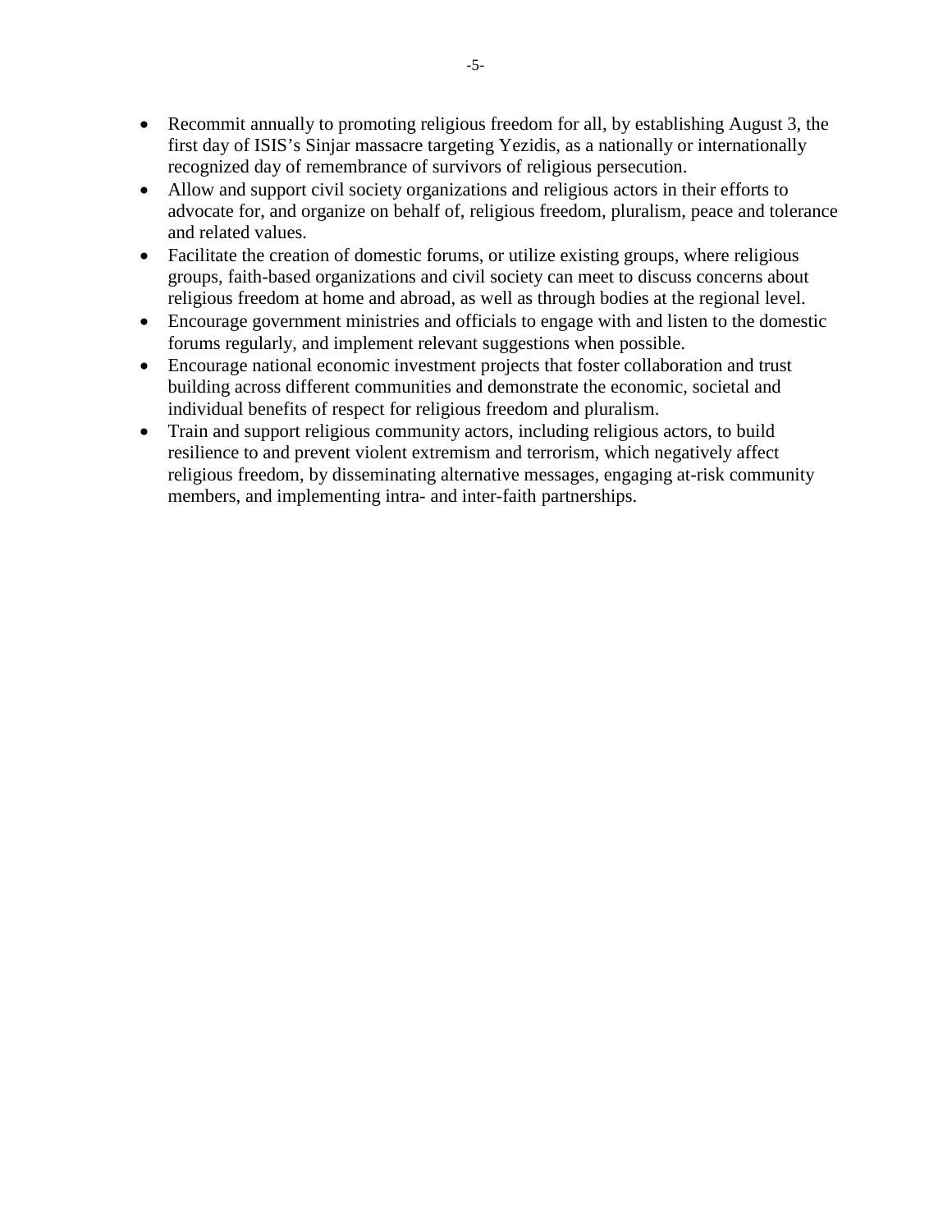- Recommit annually to promoting religious freedom for all, by establishing August 3, the first day of ISIS's Sinjar massacre targeting Yezidis, as a nationally or internationally recognized day of remembrance of survivors of religious persecution.
- Allow and support civil society organizations and religious actors in their efforts to advocate for, and organize on behalf of, religious freedom, pluralism, peace and tolerance and related values.
- Facilitate the creation of domestic forums, or utilize existing groups, where religious groups, faith-based organizations and civil society can meet to discuss concerns about religious freedom at home and abroad, as well as through bodies at the regional level.
- Encourage government ministries and officials to engage with and listen to the domestic forums regularly, and implement relevant suggestions when possible.
- Encourage national economic investment projects that foster collaboration and trust building across different communities and demonstrate the economic, societal and individual benefits of respect for religious freedom and pluralism.
- Train and support religious community actors, including religious actors, to build resilience to and prevent violent extremism and terrorism, which negatively affect religious freedom, by disseminating alternative messages, engaging at-risk community members, and implementing intra- and inter-faith partnerships.